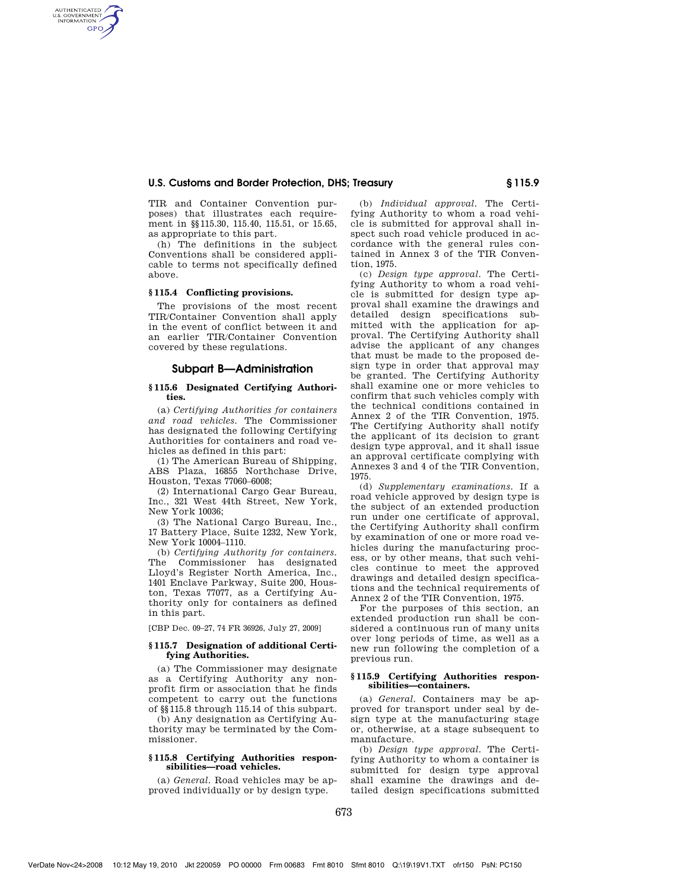TIR and Container Convention purposes) that illustrates each requirement in §§115.30, 115.40, 115.51, or 15.65, as appropriate to this part.

(h) The definitions in the subject Conventions shall be considered applicable to terms not specifically defined above.

**§ 115.4 Conflicting provisions.**

The provisions of the most recent TIR/Container Convention shall apply in the event of conflict between it and an earlier TIR/Container Convention covered by these regulations.

## Subpart B—Administration

**§ 115.6 Designated Certifying Authorities.**

(a) *Certifying Authorities for containers and road vehicles.* The Commissioner has designated the following Certifying Authorities for containers and road vehicles as defined in this part:

(1) The American Bureau of Shipping, ABS Plaza, 16855 Northchase Drive, Houston, Texas 77060–6008;

(2) International Cargo Gear Bureau, Inc., 321 West 44th Street, New York, New York 10036;

(3) The National Cargo Bureau, Inc., 17 Battery Place, Suite 1232, New York, New York 10004–1110.

(b) *Certifying Authority for containers.* The Commissioner has designated Lloyd's Register North America, Inc., 1401 Enclave Parkway, Suite 200, Houston, Texas 77077, as a Certifying Authority only for containers as defined in this part.

[CBP Dec. 09–27, 74 FR 36926, July 27, 2009]

**§ 115.7 Designation of additional Certifying Authorities.**

(a) The Commissioner may designate as a Certifying Authority any nonprofit firm or association that he finds competent to carry out the functions of §§115.8 through 115.14 of this subpart.

(b) Any designation as Certifying Authority may be terminated by the Commissioner.

**§ 115.8 Certifying Authorities responsibilities—road vehicles.**

(a) *General.* Road vehicles may be approved individually or by design type.

(b) *Individual approval.* The Certifying Authority to whom a road vehicle is submitted for approval shall inspect such road vehicle produced in accordance with the general rules contained in Annex 3 of the TIR Convention, 1975.

(c) *Design type approval.* The Certifying Authority to whom a road vehicle is submitted for design type approval shall examine the drawings and detailed design specifications submitted with the application for approval. The Certifying Authority shall advise the applicant of any changes that must be made to the proposed design type in order that approval may be granted. The Certifying Authority shall examine one or more vehicles to confirm that such vehicles comply with the technical conditions contained in Annex 2 of the TIR Convention, 1975. The Certifying Authority shall notify the applicant of its decision to grant design type approval, and it shall issue an approval certificate complying with Annexes 3 and 4 of the TIR Convention, 1975.

(d) *Supplementary examinations.* If a road vehicle approved by design type is the subject of an extended production run under one certificate of approval, the Certifying Authority shall confirm by examination of one or more road vehicles during the manufacturing process, or by other means, that such vehicles continue to meet the approved drawings and detailed design specifications and the technical requirements of Annex 2 of the TIR Convention, 1975.

For the purposes of this section, an extended production run shall be considered a continuous run of many units over long periods of time, as well as a new run following the completion of a previous run.

**§ 115.9 Certifying Authorities responsibilities—containers.**

(a) *General.* Containers may be approved for transport under seal by design type at the manufacturing stage or, otherwise, at a stage subsequent to manufacture.

(b) *Design type approval.* The Certifying Authority to whom a container is submitted for design type approval shall examine the drawings and detailed design specifications submitted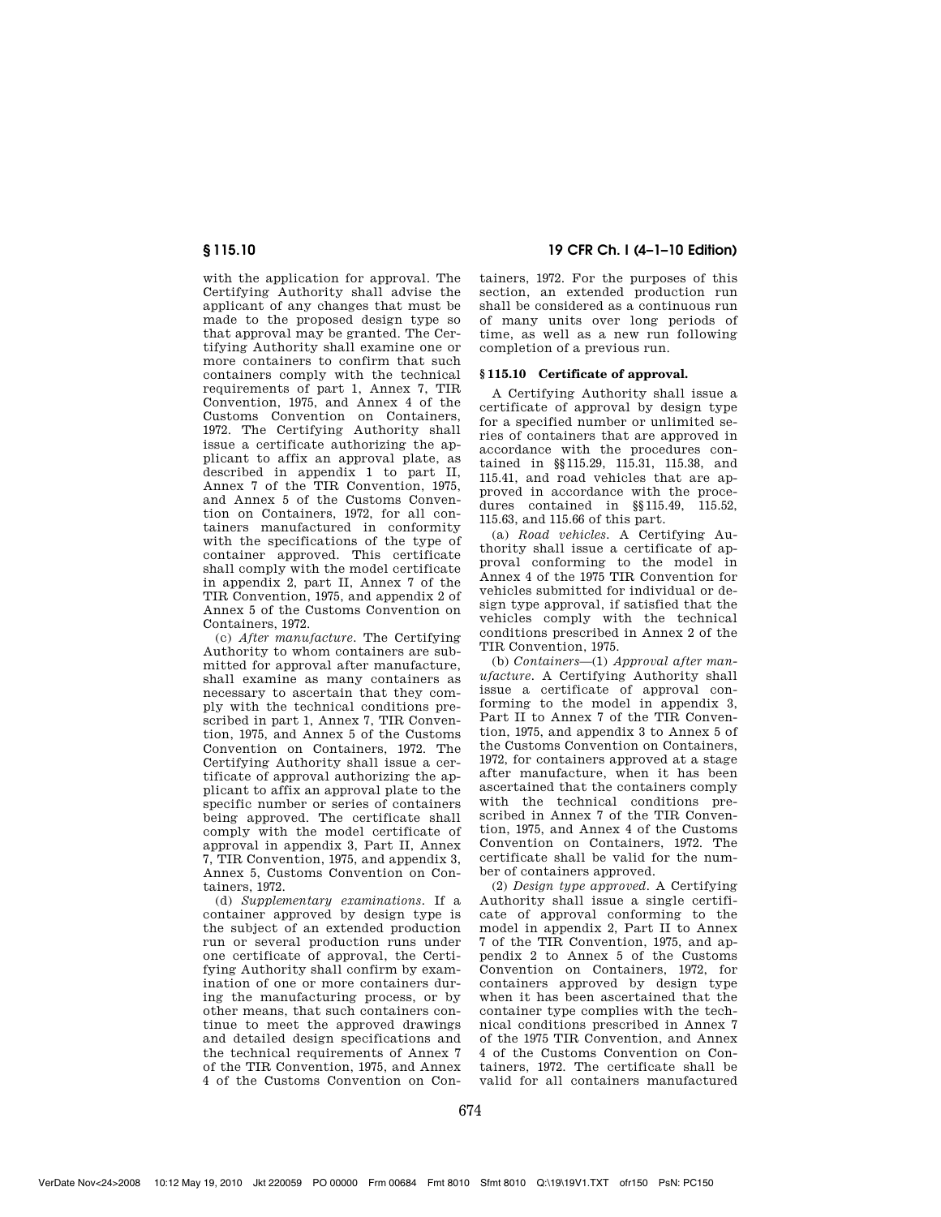with the application for approval. The Certifying Authority shall advise the applicant of any changes that must be made to the proposed design type so that approval may be granted. The Certifying Authority shall examine one or more containers to confirm that such containers comply with the technical requirements of part 1, Annex 7, TIR Convention, 1975, and Annex 4 of the Customs Convention on Containers, 1972. The Certifying Authority shall issue a certificate authorizing the applicant to affix an approval plate, as described in appendix 1 to part II, Annex 7 of the TIR Convention, 1975, and Annex 5 of the Customs Convention on Containers, 1972, for all containers manufactured in conformity with the specifications of the type of container approved. This certificate shall comply with the model certificate in appendix 2, part II, Annex 7 of the TIR Convention, 1975, and appendix 2 of Annex 5 of the Customs Convention on Containers, 1972.

(c) *After manufacture.* The Certifying Authority to whom containers are submitted for approval after manufacture, shall examine as many containers as necessary to ascertain that they comply with the technical conditions prescribed in part 1, Annex 7, TIR Convention, 1975, and Annex 5 of the Customs Convention on Containers, 1972. The Certifying Authority shall issue a certificate of approval authorizing the applicant to affix an approval plate to the specific number or series of containers being approved. The certificate shall comply with the model certificate of approval in appendix 3, Part II, Annex 7, TIR Convention, 1975, and appendix 3, Annex 5, Customs Convention on Containers, 1972.

(d) *Supplementary examinations.* If a container approved by design type is the subject of an extended production run or several production runs under one certificate of approval, the Certifying Authority shall confirm by examination of one or more containers during the manufacturing process, or by other means, that such containers continue to meet the approved drawings and detailed design specifications and the technical requirements of Annex 7 of the TIR Convention, 1975, and Annex 4 of the Customs Convention on Containers, 1972. For the purposes of this section, an extended production run shall be considered as a continuous run of many units over long periods of time, as well as a new run following completion of a previous run.

## § 115.10 Certificate of approval.

A Certifying Authority shall issue a certificate of approval by design type for a specified number or unlimited series of containers that are approved in accordance with the procedures contained in §§ 115.29, 115.31, 115.38, and 115.41, and road vehicles that are approved in accordance with the procedures contained in §§ 115.49, 115.52, 115.63, and 115.66 of this part.

(a) *Road vehicles.* A Certifying Authority shall issue a certificate of approval conforming to the model in Annex 4 of the 1975 TIR Convention for vehicles submitted for individual or design type approval, if satisfied that the vehicles comply with the technical conditions prescribed in Annex 2 of the TIR Convention, 1975.

(b) *Containers*—(1) *Approval after manufacture.* A Certifying Authority shall issue a certificate of approval conforming to the model in appendix 3, Part II to Annex 7 of the TIR Convention, 1975, and appendix 3 to Annex 5 of the Customs Convention on Containers, 1972, for containers approved at a stage after manufacture, when it has been ascertained that the containers comply with the technical conditions prescribed in Annex 7 of the TIR Convention, 1975, and Annex 4 of the Customs Convention on Containers, 1972. The certificate shall be valid for the number of containers approved.

(2) *Design type approved.* A Certifying Authority shall issue a single certificate of approval conforming to the model in appendix 2, Part II to Annex 7 of the TIR Convention, 1975, and appendix 2 to Annex 5 of the Customs Convention on Containers, 1972, for containers approved by design type when it has been ascertained that the container type complies with the technical conditions prescribed in Annex 7 of the 1975 TIR Convention, and Annex 4 of the Customs Convention on Containers, 1972. The certificate shall be valid for all containers manufactured